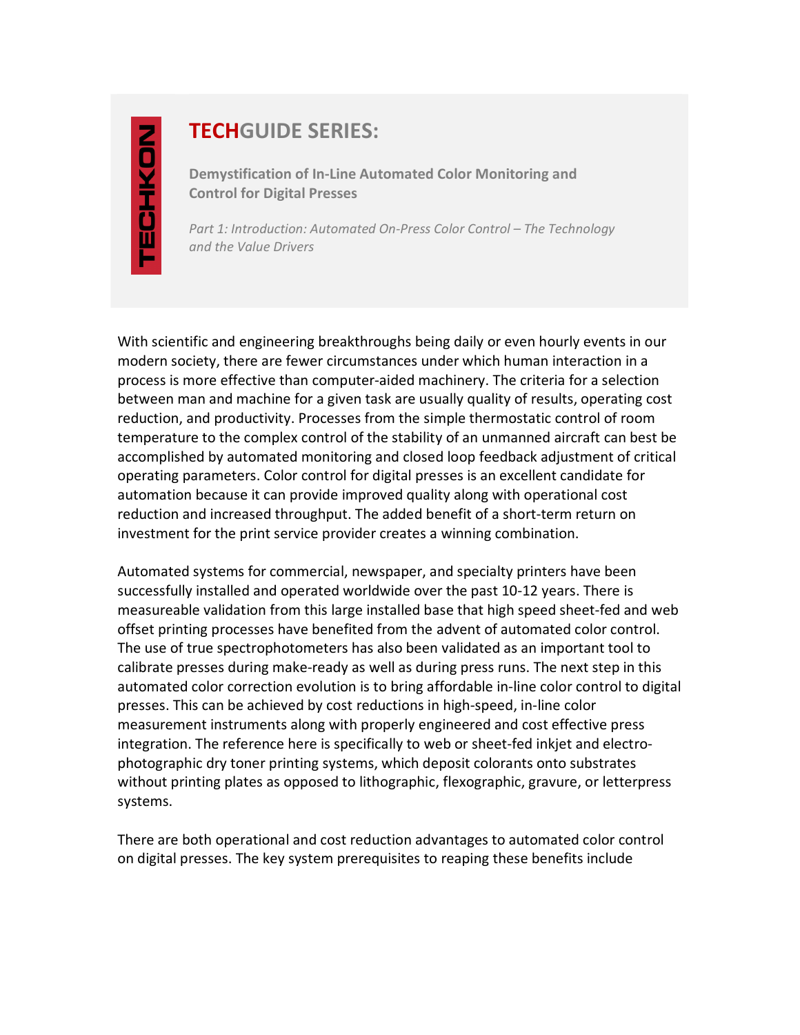TECHKON

# TECHGUIDE SERIES:

**Demystification of In-Line Automated Color Monitoring and Control for Digital Presses**

*Part 1: Introduction: Automated On-Press Color Control – The Technology and the Value Drivers*

With scientific and engineering breakthroughs being daily or even hourly events in our modern society, there are fewer circumstances under which human interaction in a process is more effective than computer-aided machinery. The criteria for a selection between man and machine for a given task are usually quality of results, operating cost reduction, and productivity. Processes from the simple thermostatic control of room temperature to the complex control of the stability of an unmanned aircraft can best be accomplished by automated monitoring and closed loop feedback adjustment of critical operating parameters. Color control for digital presses is an excellent candidate for automation because it can provide improved quality along with operational cost reduction and increased throughput. The added benefit of a short-term return on investment for the print service provider creates a winning combination.

Automated systems for commercial, newspaper, and specialty printers have been successfully installed and operated worldwide over the past 10-12 years. There is measureable validation from this large installed base that high speed sheet-fed and web offset printing processes have benefited from the advent of automated color control. The use of true spectrophotometers has also been validated as an important tool to calibrate presses during make-ready as well as during press runs. The next step in this automated color correction evolution is to bring affordable in-line color control to digital presses. This can be achieved by cost reductions in high-speed, in-line color measurement instruments along with properly engineered and cost effective press integration. The reference here is specifically to web or sheet-fed inkjet and electro-photographic dry toner printing systems, which deposit colorants onto substrates without printing plates as opposed to lithographic, flexographic, gravure, or letterpress systems.

There are both operational and cost reduction advantages to automated color control on digital presses. The key system prerequisites to reaping these benefits include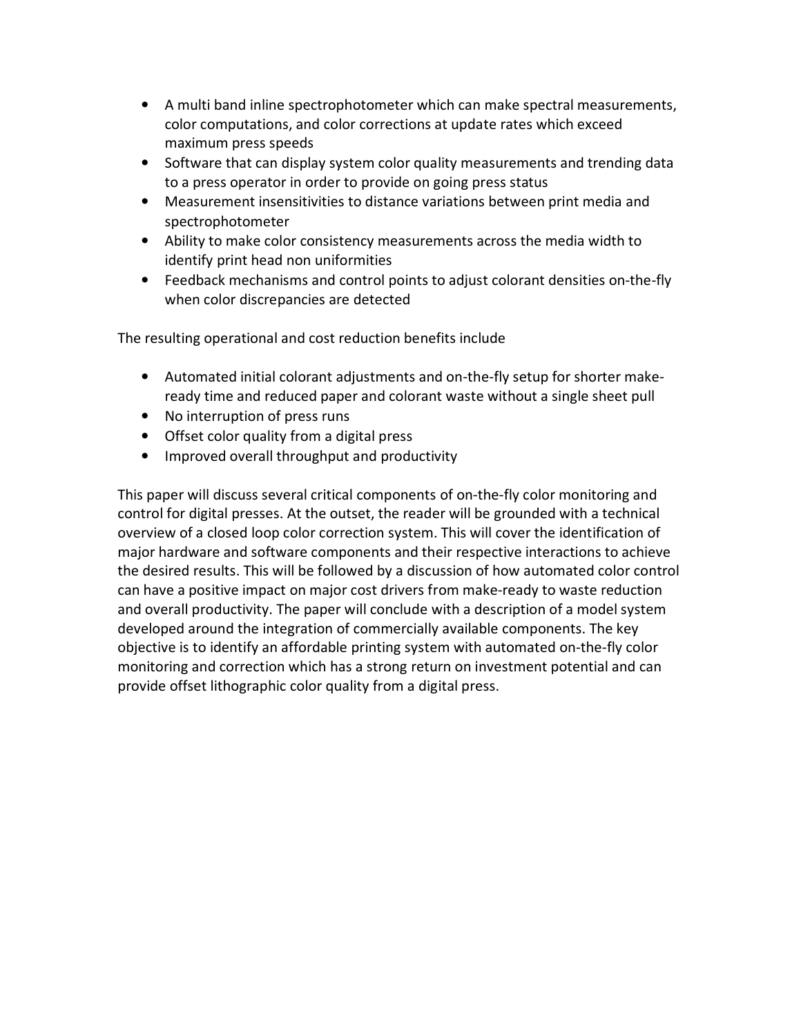- A multi band inline spectrophotometer which can make spectral measurements, color computations, and color corrections at update rates which exceed maximum press speeds
- Software that can display system color quality measurements and trending data to a press operator in order to provide on going press status
- Measurement insensitivities to distance variations between print media and spectrophotometer
- Ability to make color consistency measurements across the media width to identify print head non uniformities
- Feedback mechanisms and control points to adjust colorant densities on-the-fly when color discrepancies are detected

The resulting operational and cost reduction benefits include

- Automated initial colorant adjustments and on-the-fly setup for shorter make-ready time and reduced paper and colorant waste without a single sheet pull
- No interruption of press runs
- Offset color quality from a digital press
- Improved overall throughput and productivity

This paper will discuss several critical components of on-the-fly color monitoring and control for digital presses. At the outset, the reader will be grounded with a technical overview of a closed loop color correction system. This will cover the identification of major hardware and software components and their respective interactions to achieve the desired results. This will be followed by a discussion of how automated color control can have a positive impact on major cost drivers from make-ready to waste reduction and overall productivity. The paper will conclude with a description of a model system developed around the integration of commercially available components. The key objective is to identify an affordable printing system with automated on-the-fly color monitoring and correction which has a strong return on investment potential and can provide offset lithographic color quality from a digital press.